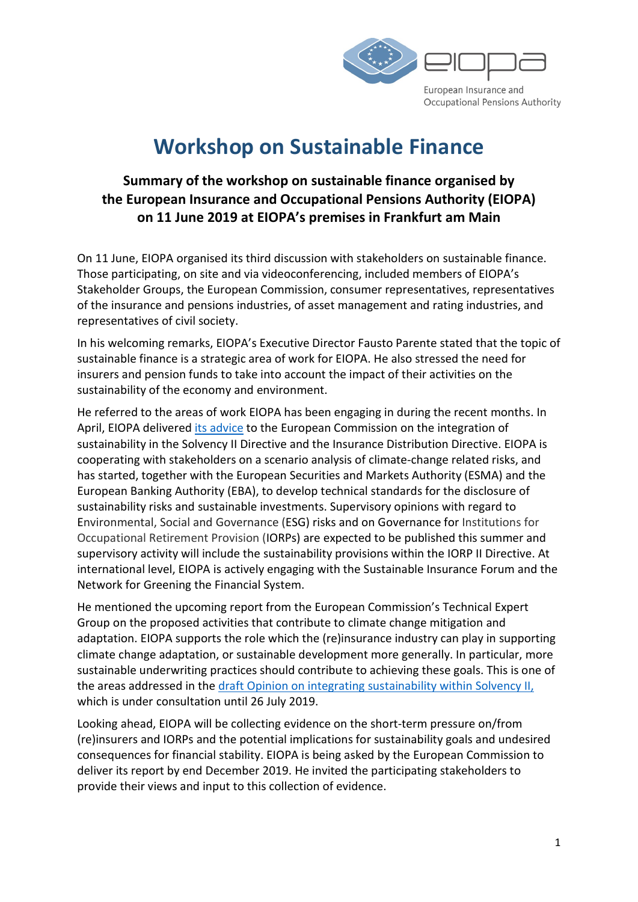# Workshop on Sustainable Finance

**Summary of the workshop on sustainable finance organised by the European Insurance and Occupational Pensions Authority (EIOPA) on 11 June 2019 at EIOPA's premises in Frankfurt am Main**

On 11 June, EIOPA organised its third discussion with stakeholders on sustainable finance. Those participating, on site and via videoconferencing, included members of EIOPA's Stakeholder Groups, the European Commission, consumer representatives, representatives of the insurance and pensions industries, of asset management and rating industries, and representatives of civil society.

In his welcoming remarks, EIOPA's Executive Director Fausto Parente stated that the topic of sustainable finance is a strategic area of work for EIOPA. He also stressed the need for insurers and pension funds to take into account the impact of their activities on the sustainability of the economy and environment.

He referred to the areas of work EIOPA has been engaging in during the recent months. In April, EIOPA delivered its advice to the European Commission on the integration of sustainability in the Solvency II Directive and the Insurance Distribution Directive. EIOPA is cooperating with stakeholders on a scenario analysis of climate-change related risks, and has started, together with the European Securities and Markets Authority (ESMA) and the European Banking Authority (EBA), to develop technical standards for the disclosure of sustainability risks and sustainable investments. Supervisory opinions with regard to Environmental, Social and Governance (ESG) risks and on Governance for Institutions for Occupational Retirement Provision (IORPs) are expected to be published this summer and supervisory activity will include the sustainability provisions within the IORP II Directive. At international level, EIOPA is actively engaging with the Sustainable Insurance Forum and the Network for Greening the Financial System.

He mentioned the upcoming report from the European Commission's Technical Expert Group on the proposed activities that contribute to climate change mitigation and adaptation. EIOPA supports the role which the (re)insurance industry can play in supporting climate change adaptation, or sustainable development more generally. In particular, more sustainable underwriting practices should contribute to achieving these goals. This is one of the areas addressed in the draft Opinion on integrating sustainability within Solvency II, which is under consultation until 26 July 2019.

Looking ahead, EIOPA will be collecting evidence on the short-term pressure on/from (re)insurers and IORPs and the potential implications for sustainability goals and undesired consequences for financial stability. EIOPA is being asked by the European Commission to deliver its report by end December 2019. He invited the participating stakeholders to provide their views and input to this collection of evidence.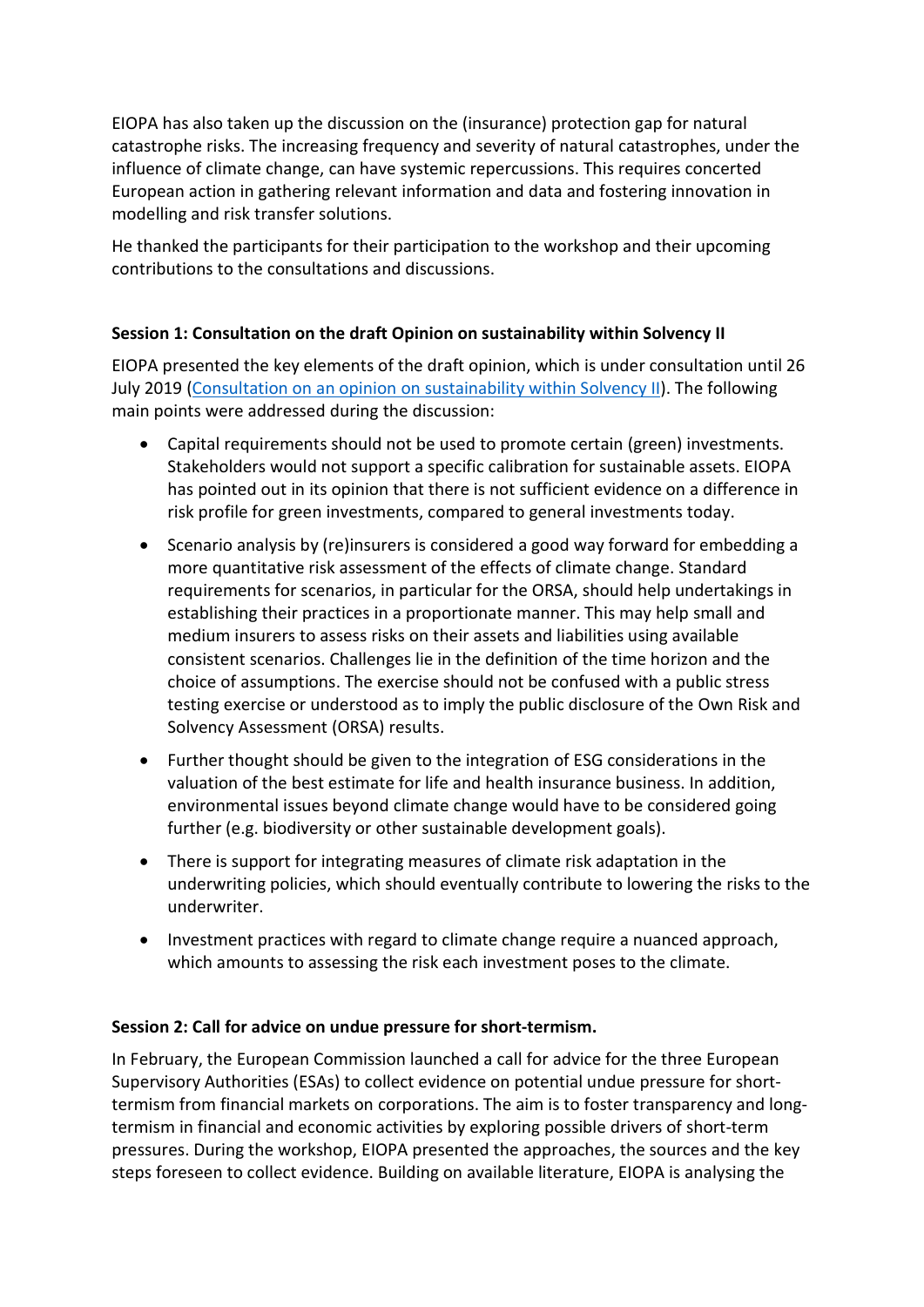EIOPA has also taken up the discussion on the (insurance) protection gap for natural catastrophe risks. The increasing frequency and severity of natural catastrophes, under the influence of climate change, can have systemic repercussions. This requires concerted European action in gathering relevant information and data and fostering innovation in modelling and risk transfer solutions.

He thanked the participants for their participation to the workshop and their upcoming contributions to the consultations and discussions.

**Session 1: Consultation on the draft Opinion on sustainability within Solvency II**

EIOPA presented the key elements of the draft opinion, which is under consultation until 26 July 2019 ([Consultation on an opinion on sustainability within Solvency II](#)). The following main points were addressed during the discussion:

- Capital requirements should not be used to promote certain (green) investments. Stakeholders would not support a specific calibration for sustainable assets. EIOPA has pointed out in its opinion that there is not sufficient evidence on a difference in risk profile for green investments, compared to general investments today.
- Scenario analysis by (re)insurers is considered a good way forward for embedding a more quantitative risk assessment of the effects of climate change. Standard requirements for scenarios, in particular for the ORSA, should help undertakings in establishing their practices in a proportionate manner. This may help small and medium insurers to assess risks on their assets and liabilities using available consistent scenarios. Challenges lie in the definition of the time horizon and the choice of assumptions. The exercise should not be confused with a public stress testing exercise or understood as to imply the public disclosure of the Own Risk and Solvency Assessment (ORSA) results.
- Further thought should be given to the integration of ESG considerations in the valuation of the best estimate for life and health insurance business. In addition, environmental issues beyond climate change would have to be considered going further (e.g. biodiversity or other sustainable development goals).
- There is support for integrating measures of climate risk adaptation in the underwriting policies, which should eventually contribute to lowering the risks to the underwriter.
- Investment practices with regard to climate change require a nuanced approach, which amounts to assessing the risk each investment poses to the climate.

**Session 2: Call for advice on undue pressure for short-termism.**

In February, the European Commission launched a call for advice for the three European Supervisory Authorities (ESAs) to collect evidence on potential undue pressure for short-termism from financial markets on corporations. The aim is to foster transparency and long-termism in financial and economic activities by exploring possible drivers of short-term pressures. During the workshop, EIOPA presented the approaches, the sources and the key steps foreseen to collect evidence. Building on available literature, EIOPA is analysing the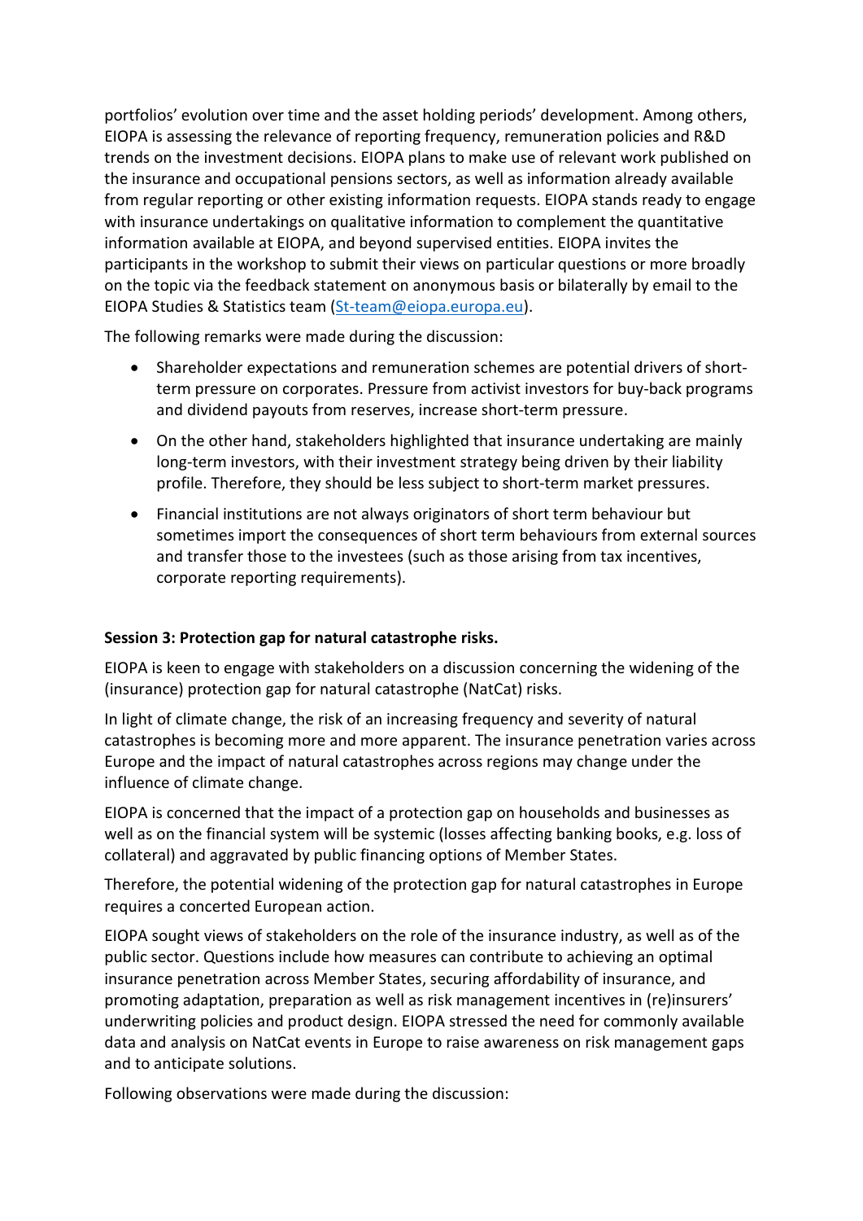portfolios' evolution over time and the asset holding periods' development. Among others, EIOPA is assessing the relevance of reporting frequency, remuneration policies and R&D trends on the investment decisions. EIOPA plans to make use of relevant work published on the insurance and occupational pensions sectors, as well as information already available from regular reporting or other existing information requests. EIOPA stands ready to engage with insurance undertakings on qualitative information to complement the quantitative information available at EIOPA, and beyond supervised entities. EIOPA invites the participants in the workshop to submit their views on particular questions or more broadly on the topic via the feedback statement on anonymous basis or bilaterally by email to the EIOPA Studies & Statistics team (St-team@eiopa.europa.eu).

The following remarks were made during the discussion:

- Shareholder expectations and remuneration schemes are potential drivers of short-term pressure on corporates. Pressure from activist investors for buy-back programs and dividend payouts from reserves, increase short-term pressure.
- On the other hand, stakeholders highlighted that insurance undertaking are mainly long-term investors, with their investment strategy being driven by their liability profile. Therefore, they should be less subject to short-term market pressures.
- Financial institutions are not always originators of short term behaviour but sometimes import the consequences of short term behaviours from external sources and transfer those to the investees (such as those arising from tax incentives, corporate reporting requirements).

**Session 3: Protection gap for natural catastrophe risks.**

EIOPA is keen to engage with stakeholders on a discussion concerning the widening of the (insurance) protection gap for natural catastrophe (NatCat) risks.

In light of climate change, the risk of an increasing frequency and severity of natural catastrophes is becoming more and more apparent. The insurance penetration varies across Europe and the impact of natural catastrophes across regions may change under the influence of climate change.

EIOPA is concerned that the impact of a protection gap on households and businesses as well as on the financial system will be systemic (losses affecting banking books, e.g. loss of collateral) and aggravated by public financing options of Member States.

Therefore, the potential widening of the protection gap for natural catastrophes in Europe requires a concerted European action.

EIOPA sought views of stakeholders on the role of the insurance industry, as well as of the public sector. Questions include how measures can contribute to achieving an optimal insurance penetration across Member States, securing affordability of insurance, and promoting adaptation, preparation as well as risk management incentives in (re)insurers' underwriting policies and product design. EIOPA stressed the need for commonly available data and analysis on NatCat events in Europe to raise awareness on risk management gaps and to anticipate solutions.

Following observations were made during the discussion: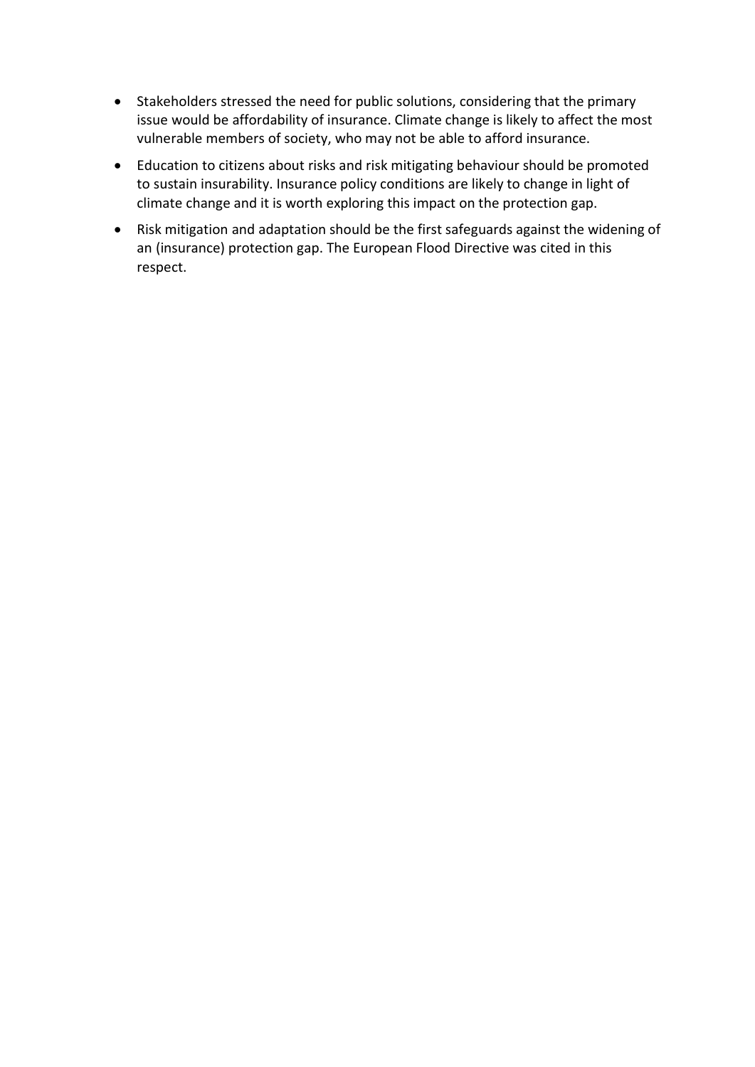- Stakeholders stressed the need for public solutions, considering that the primary issue would be affordability of insurance. Climate change is likely to affect the most vulnerable members of society, who may not be able to afford insurance.
- Education to citizens about risks and risk mitigating behaviour should be promoted to sustain insurability. Insurance policy conditions are likely to change in light of climate change and it is worth exploring this impact on the protection gap.
- Risk mitigation and adaptation should be the first safeguards against the widening of an (insurance) protection gap. The European Flood Directive was cited in this respect.